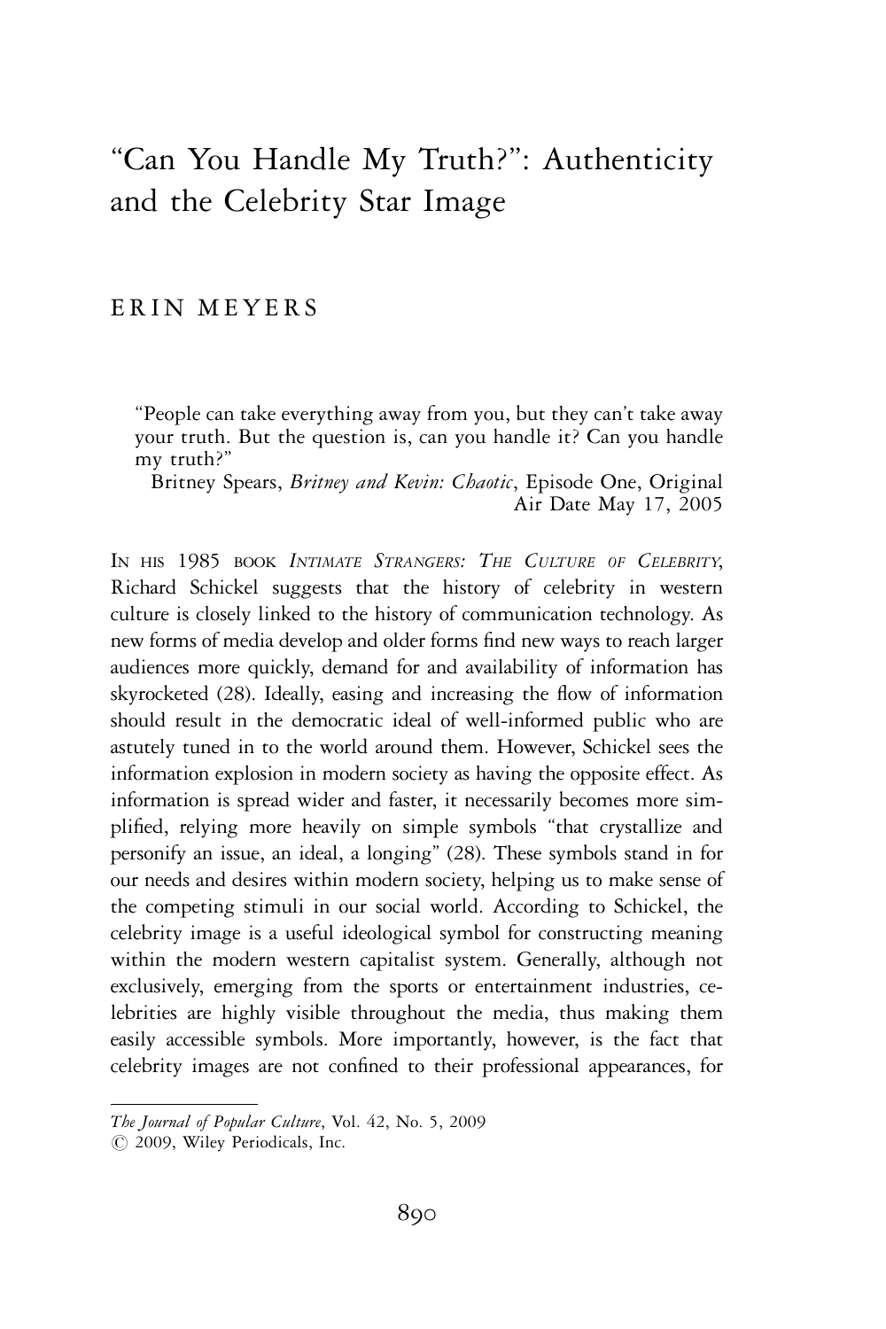# "Can You Handle My Truth?": Authenticity and the Celebrity Star Image

ERIN MEYERS

> "People can take everything away from you, but they can't take away your truth. But the question is, can you handle it? Can you handle my truth?"
>
> Britney Spears, *Britney and Kevin: Chaotic*, Episode One, Original Air Date May 17, 2005

IN HIS 1985 BOOK *INTIMATE STRANGERS: THE CULTURE OF CELEBRITY*, Richard Schickel suggests that the history of celebrity in western culture is closely linked to the history of communication technology. As new forms of media develop and older forms find new ways to reach larger audiences more quickly, demand for and availability of information has skyrocketed (28). Ideally, easing and increasing the flow of information should result in the democratic ideal of well-informed public who are astutely tuned in to the world around them. However, Schickel sees the information explosion in modern society as having the opposite effect. As information is spread wider and faster, it necessarily becomes more simplified, relying more heavily on simple symbols "that crystallize and personify an issue, an ideal, a longing" (28). These symbols stand in for our needs and desires within modern society, helping us to make sense of the competing stimuli in our social world. According to Schickel, the celebrity image is a useful ideological symbol for constructing meaning within the modern western capitalist system. Generally, although not exclusively, emerging from the sports or entertainment industries, celebrities are highly visible throughout the media, thus making them easily accessible symbols. More importantly, however, is the fact that celebrity images are not confined to their professional appearances, for

*The Journal of Popular Culture*, Vol. 42, No. 5, 2009
© 2009, Wiley Periodicals, Inc.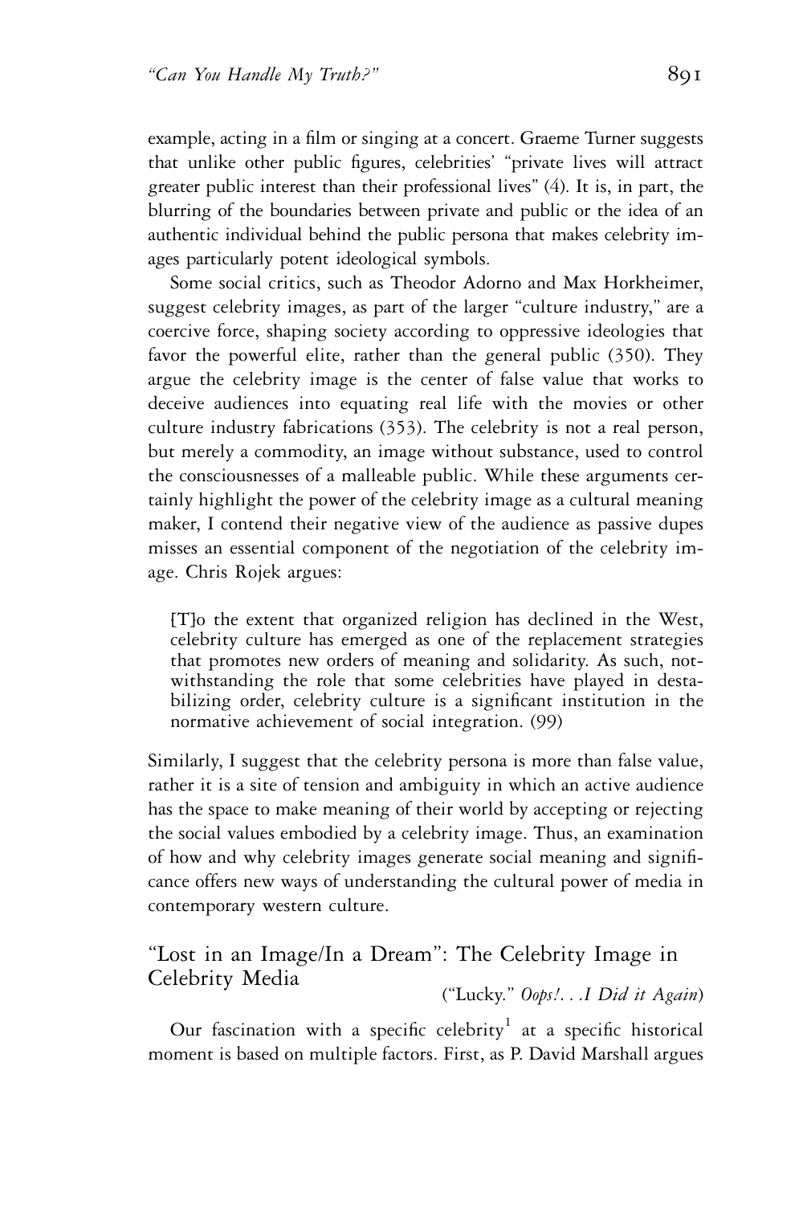example, acting in a film or singing at a concert. Graeme Turner suggests that unlike other public figures, celebrities' "private lives will attract greater public interest than their professional lives" (4). It is, in part, the blurring of the boundaries between private and public or the idea of an authentic individual behind the public persona that makes celebrity images particularly potent ideological symbols.

Some social critics, such as Theodor Adorno and Max Horkheimer, suggest celebrity images, as part of the larger "culture industry," are a coercive force, shaping society according to oppressive ideologies that favor the powerful elite, rather than the general public (350). They argue the celebrity image is the center of false value that works to deceive audiences into equating real life with the movies or other culture industry fabrications (353). The celebrity is not a real person, but merely a commodity, an image without substance, used to control the consciousnesses of a malleable public. While these arguments certainly highlight the power of the celebrity image as a cultural meaning maker, I contend their negative view of the audience as passive dupes misses an essential component of the negotiation of the celebrity image. Chris Rojek argues:

> [T]o the extent that organized religion has declined in the West, celebrity culture has emerged as one of the replacement strategies that promotes new orders of meaning and solidarity. As such, notwithstanding the role that some celebrities have played in destabilizing order, celebrity culture is a significant institution in the normative achievement of social integration. (99)

Similarly, I suggest that the celebrity persona is more than false value, rather it is a site of tension and ambiguity in which an active audience has the space to make meaning of their world by accepting or rejecting the social values embodied by a celebrity image. Thus, an examination of how and why celebrity images generate social meaning and significance offers new ways of understanding the cultural power of media in contemporary western culture.

## "Lost in an Image/In a Dream": The Celebrity Image in Celebrity Media

("Lucky." *Oops!. . .I Did it Again*)

Our fascination with a specific celebrity[1] at a specific historical moment is based on multiple factors. First, as P. David Marshall argues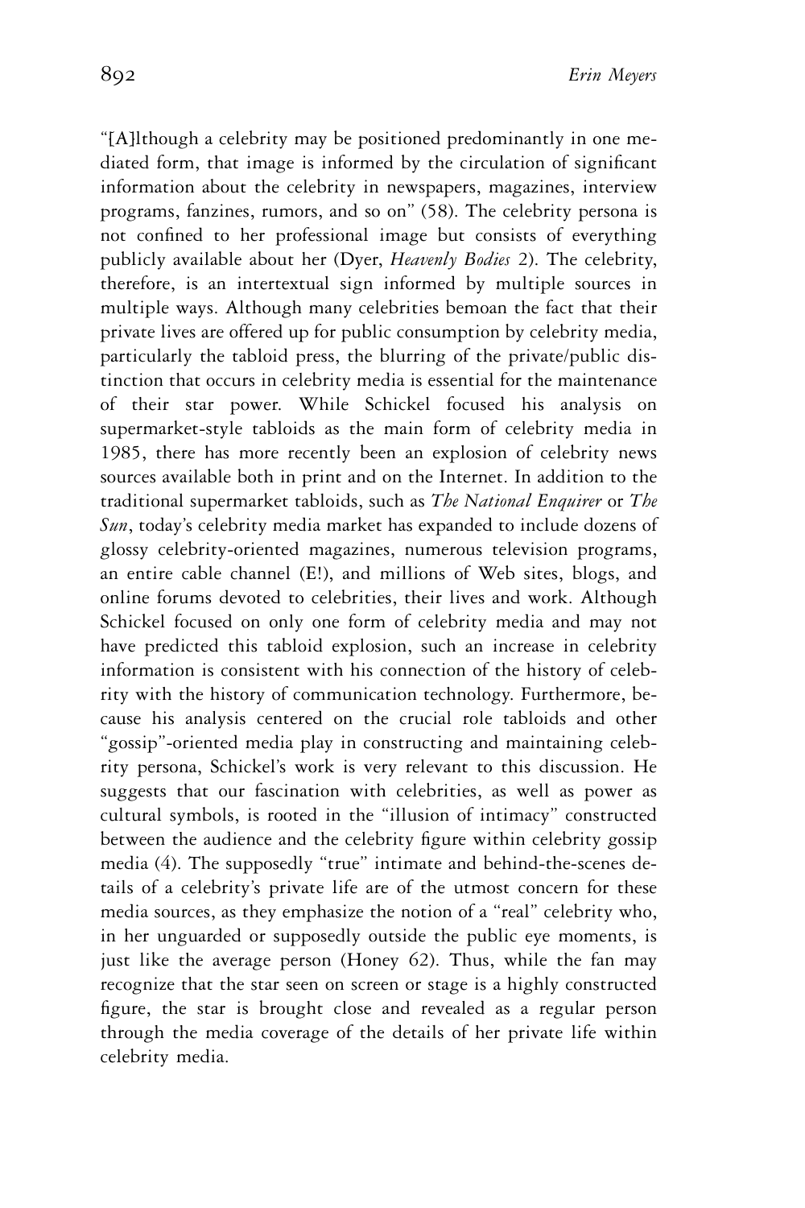"[A]lthough a celebrity may be positioned predominantly in one mediated form, that image is informed by the circulation of significant information about the celebrity in newspapers, magazines, interview programs, fanzines, rumors, and so on" (58). The celebrity persona is not confined to her professional image but consists of everything publicly available about her (Dyer, *Heavenly Bodies* 2). The celebrity, therefore, is an intertextual sign informed by multiple sources in multiple ways. Although many celebrities bemoan the fact that their private lives are offered up for public consumption by celebrity media, particularly the tabloid press, the blurring of the private/public distinction that occurs in celebrity media is essential for the maintenance of their star power. While Schickel focused his analysis on supermarket-style tabloids as the main form of celebrity media in 1985, there has more recently been an explosion of celebrity news sources available both in print and on the Internet. In addition to the traditional supermarket tabloids, such as *The National Enquirer* or *The Sun*, today's celebrity media market has expanded to include dozens of glossy celebrity-oriented magazines, numerous television programs, an entire cable channel (E!), and millions of Web sites, blogs, and online forums devoted to celebrities, their lives and work. Although Schickel focused on only one form of celebrity media and may not have predicted this tabloid explosion, such an increase in celebrity information is consistent with his connection of the history of celebrity with the history of communication technology. Furthermore, because his analysis centered on the crucial role tabloids and other "gossip"-oriented media play in constructing and maintaining celebrity persona, Schickel's work is very relevant to this discussion. He suggests that our fascination with celebrities, as well as power as cultural symbols, is rooted in the "illusion of intimacy" constructed between the audience and the celebrity figure within celebrity gossip media (4). The supposedly "true" intimate and behind-the-scenes details of a celebrity's private life are of the utmost concern for these media sources, as they emphasize the notion of a "real" celebrity who, in her unguarded or supposedly outside the public eye moments, is just like the average person (Honey 62). Thus, while the fan may recognize that the star seen on screen or stage is a highly constructed figure, the star is brought close and revealed as a regular person through the media coverage of the details of her private life within celebrity media.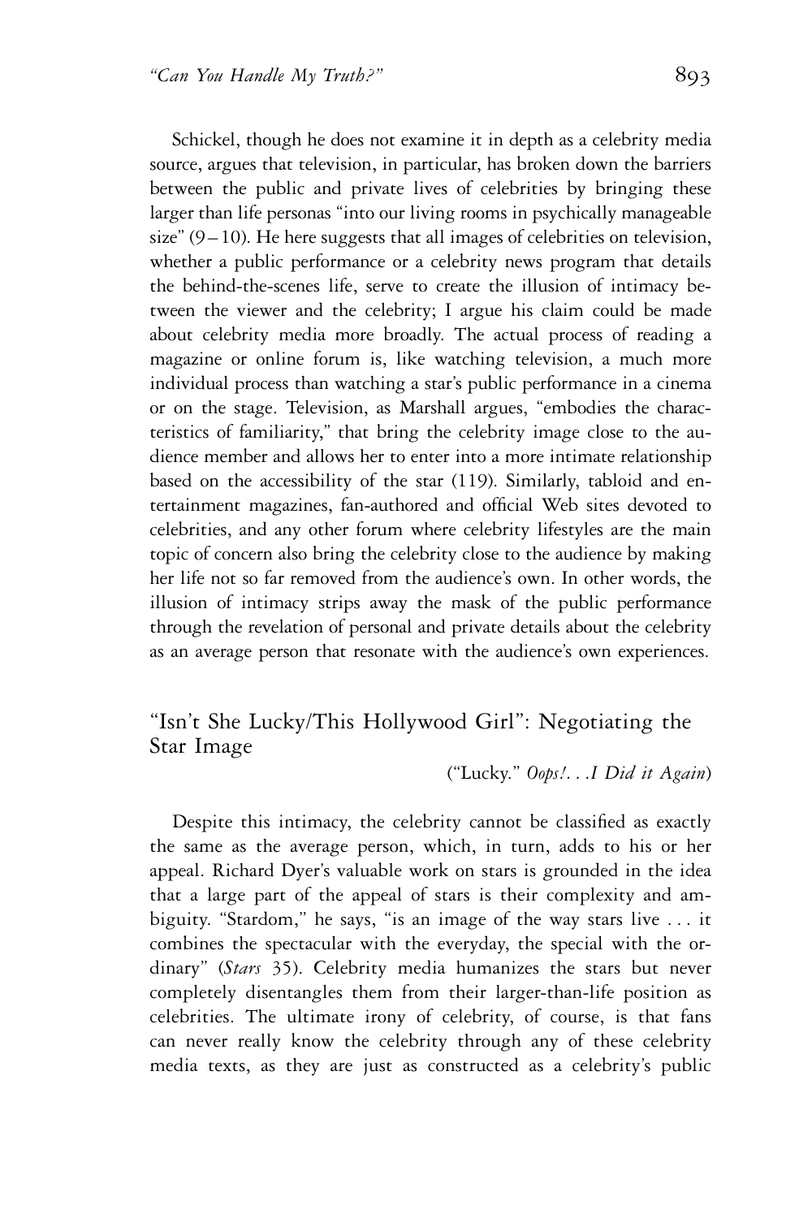Schickel, though he does not examine it in depth as a celebrity media source, argues that television, in particular, has broken down the barriers between the public and private lives of celebrities by bringing these larger than life personas "into our living rooms in psychically manageable size" (9–10). He here suggests that all images of celebrities on television, whether a public performance or a celebrity news program that details the behind-the-scenes life, serve to create the illusion of intimacy between the viewer and the celebrity; I argue his claim could be made about celebrity media more broadly. The actual process of reading a magazine or online forum is, like watching television, a much more individual process than watching a star's public performance in a cinema or on the stage. Television, as Marshall argues, "embodies the characteristics of familiarity," that bring the celebrity image close to the audience member and allows her to enter into a more intimate relationship based on the accessibility of the star (119). Similarly, tabloid and entertainment magazines, fan-authored and official Web sites devoted to celebrities, and any other forum where celebrity lifestyles are the main topic of concern also bring the celebrity close to the audience by making her life not so far removed from the audience's own. In other words, the illusion of intimacy strips away the mask of the public performance through the revelation of personal and private details about the celebrity as an average person that resonate with the audience's own experiences.

## "Isn't She Lucky/This Hollywood Girl": Negotiating the Star Image

("Lucky." *Oops!. . .I Did it Again*)

Despite this intimacy, the celebrity cannot be classified as exactly the same as the average person, which, in turn, adds to his or her appeal. Richard Dyer's valuable work on stars is grounded in the idea that a large part of the appeal of stars is their complexity and ambiguity. "Stardom," he says, "is an image of the way stars live . . . it combines the spectacular with the everyday, the special with the ordinary" (*Stars* 35). Celebrity media humanizes the stars but never completely disentangles them from their larger-than-life position as celebrities. The ultimate irony of celebrity, of course, is that fans can never really know the celebrity through any of these celebrity media texts, as they are just as constructed as a celebrity's public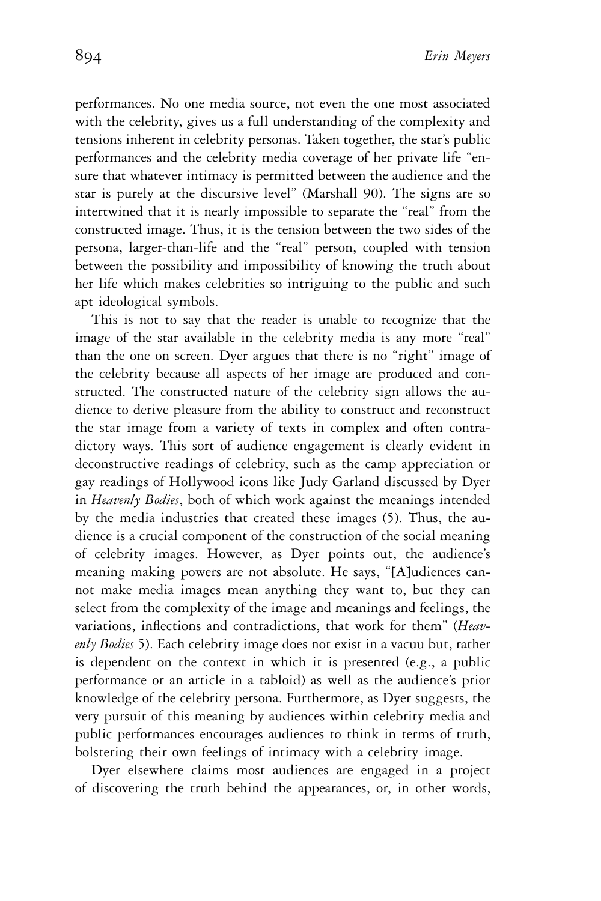performances. No one media source, not even the one most associated with the celebrity, gives us a full understanding of the complexity and tensions inherent in celebrity personas. Taken together, the star's public performances and the celebrity media coverage of her private life "ensure that whatever intimacy is permitted between the audience and the star is purely at the discursive level" (Marshall 90). The signs are so intertwined that it is nearly impossible to separate the "real" from the constructed image. Thus, it is the tension between the two sides of the persona, larger-than-life and the "real" person, coupled with tension between the possibility and impossibility of knowing the truth about her life which makes celebrities so intriguing to the public and such apt ideological symbols.

This is not to say that the reader is unable to recognize that the image of the star available in the celebrity media is any more "real" than the one on screen. Dyer argues that there is no "right" image of the celebrity because all aspects of her image are produced and constructed. The constructed nature of the celebrity sign allows the audience to derive pleasure from the ability to construct and reconstruct the star image from a variety of texts in complex and often contradictory ways. This sort of audience engagement is clearly evident in deconstructive readings of celebrity, such as the camp appreciation or gay readings of Hollywood icons like Judy Garland discussed by Dyer in *Heavenly Bodies*, both of which work against the meanings intended by the media industries that created these images (5). Thus, the audience is a crucial component of the construction of the social meaning of celebrity images. However, as Dyer points out, the audience's meaning making powers are not absolute. He says, "[A]udiences cannot make media images mean anything they want to, but they can select from the complexity of the image and meanings and feelings, the variations, inflections and contradictions, that work for them" (*Heavenly Bodies* 5). Each celebrity image does not exist in a vacuu but, rather is dependent on the context in which it is presented (e.g., a public performance or an article in a tabloid) as well as the audience's prior knowledge of the celebrity persona. Furthermore, as Dyer suggests, the very pursuit of this meaning by audiences within celebrity media and public performances encourages audiences to think in terms of truth, bolstering their own feelings of intimacy with a celebrity image.

Dyer elsewhere claims most audiences are engaged in a project of discovering the truth behind the appearances, or, in other words,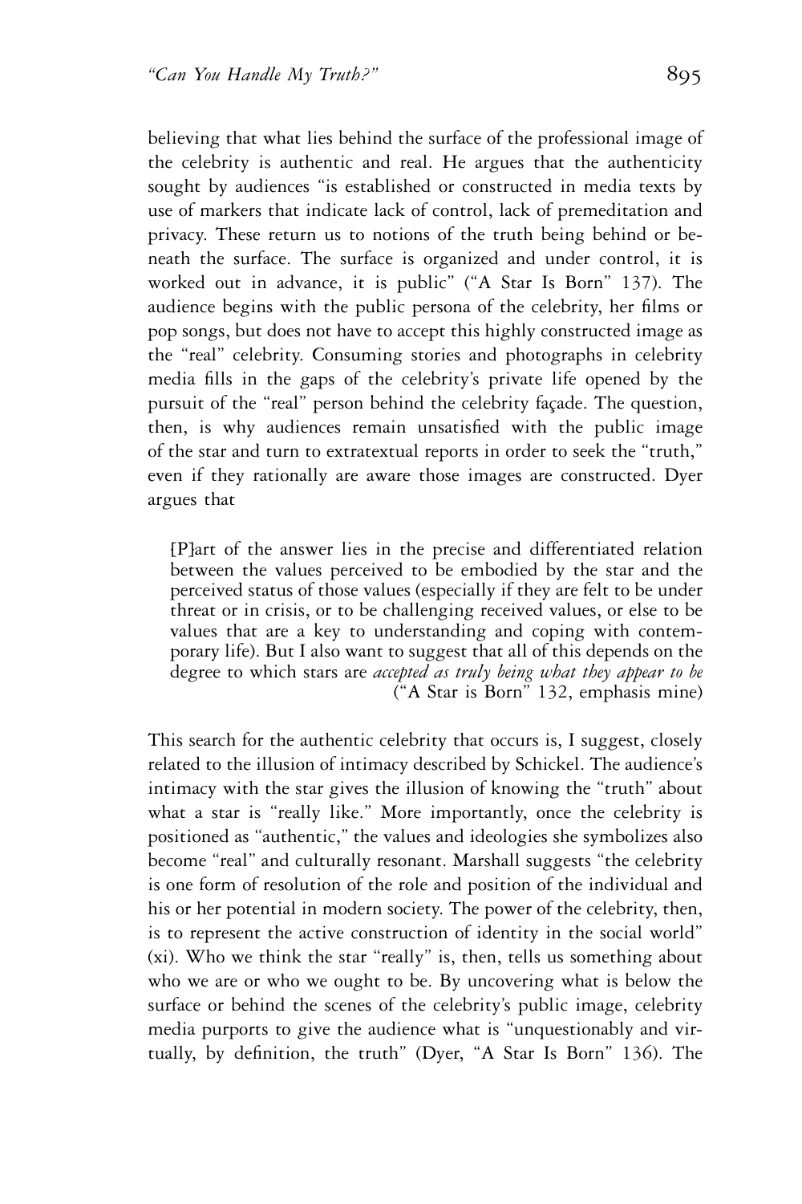believing that what lies behind the surface of the professional image of the celebrity is authentic and real. He argues that the authenticity sought by audiences "is established or constructed in media texts by use of markers that indicate lack of control, lack of premeditation and privacy. These return us to notions of the truth being behind or beneath the surface. The surface is organized and under control, it is worked out in advance, it is public" ("A Star Is Born" 137). The audience begins with the public persona of the celebrity, her films or pop songs, but does not have to accept this highly constructed image as the "real" celebrity. Consuming stories and photographs in celebrity media fills in the gaps of the celebrity's private life opened by the pursuit of the "real" person behind the celebrity façade. The question, then, is why audiences remain unsatisfied with the public image of the star and turn to extratextual reports in order to seek the "truth," even if they rationally are aware those images are constructed. Dyer argues that

> [P]art of the answer lies in the precise and differentiated relation between the values perceived to be embodied by the star and the perceived status of those values (especially if they are felt to be under threat or in crisis, or to be challenging received values, or else to be values that are a key to understanding and coping with contemporary life). But I also want to suggest that all of this depends on the degree to which stars are *accepted as truly being what they appear to be* ("A Star is Born" 132, emphasis mine)

This search for the authentic celebrity that occurs is, I suggest, closely related to the illusion of intimacy described by Schickel. The audience's intimacy with the star gives the illusion of knowing the "truth" about what a star is "really like." More importantly, once the celebrity is positioned as "authentic," the values and ideologies she symbolizes also become "real" and culturally resonant. Marshall suggests "the celebrity is one form of resolution of the role and position of the individual and his or her potential in modern society. The power of the celebrity, then, is to represent the active construction of identity in the social world" (xi). Who we think the star "really" is, then, tells us something about who we are or who we ought to be. By uncovering what is below the surface or behind the scenes of the celebrity's public image, celebrity media purports to give the audience what is "unquestionably and virtually, by definition, the truth" (Dyer, "A Star Is Born" 136). The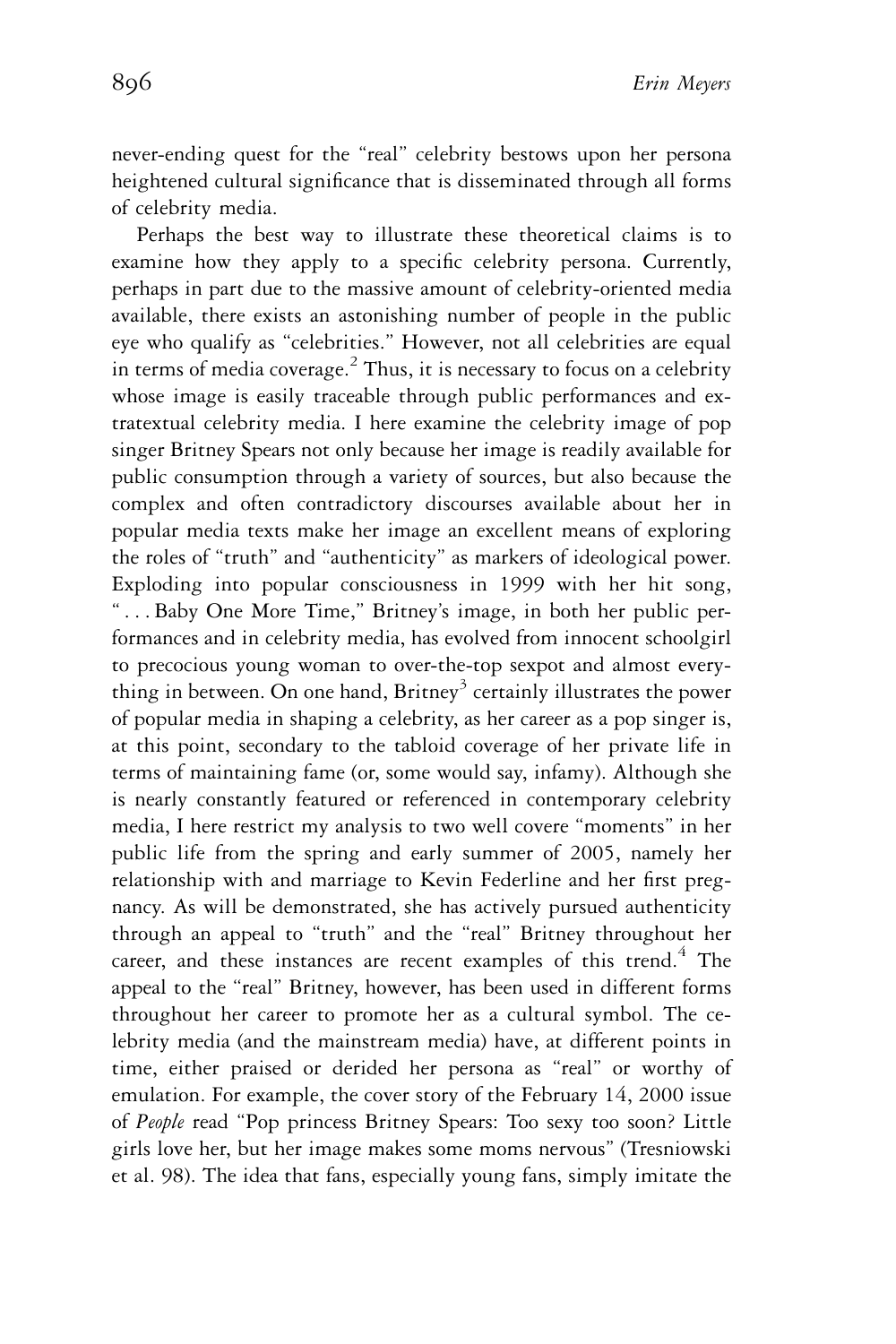never-ending quest for the "real" celebrity bestows upon her persona heightened cultural significance that is disseminated through all forms of celebrity media.

Perhaps the best way to illustrate these theoretical claims is to examine how they apply to a specific celebrity persona. Currently, perhaps in part due to the massive amount of celebrity-oriented media available, there exists an astonishing number of people in the public eye who qualify as "celebrities." However, not all celebrities are equal in terms of media coverage.[2] Thus, it is necessary to focus on a celebrity whose image is easily traceable through public performances and extratextual celebrity media. I here examine the celebrity image of pop singer Britney Spears not only because her image is readily available for public consumption through a variety of sources, but also because the complex and often contradictory discourses available about her in popular media texts make her image an excellent means of exploring the roles of "truth" and "authenticity" as markers of ideological power. Exploding into popular consciousness in 1999 with her hit song, ". . . Baby One More Time," Britney's image, in both her public performances and in celebrity media, has evolved from innocent schoolgirl to precocious young woman to over-the-top sexpot and almost everything in between. On one hand, Britney[3] certainly illustrates the power of popular media in shaping a celebrity, as her career as a pop singer is, at this point, secondary to the tabloid coverage of her private life in terms of maintaining fame (or, some would say, infamy). Although she is nearly constantly featured or referenced in contemporary celebrity media, I here restrict my analysis to two well covere "moments" in her public life from the spring and early summer of 2005, namely her relationship with and marriage to Kevin Federline and her first pregnancy. As will be demonstrated, she has actively pursued authenticity through an appeal to "truth" and the "real" Britney throughout her career, and these instances are recent examples of this trend.[4] The appeal to the "real" Britney, however, has been used in different forms throughout her career to promote her as a cultural symbol. The celebrity media (and the mainstream media) have, at different points in time, either praised or derided her persona as "real" or worthy of emulation. For example, the cover story of the February 14, 2000 issue of *People* read "Pop princess Britney Spears: Too sexy too soon? Little girls love her, but her image makes some moms nervous" (Tresniowski et al. 98). The idea that fans, especially young fans, simply imitate the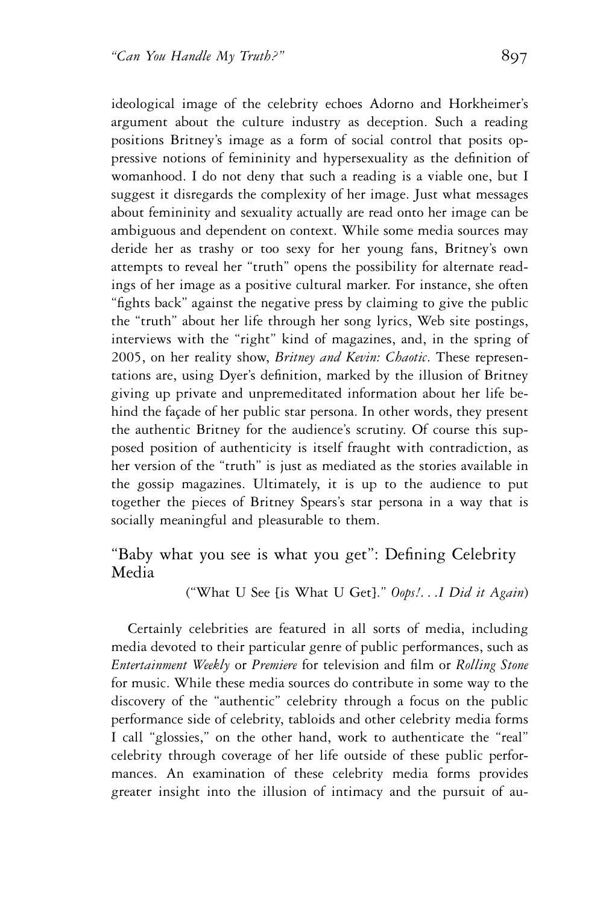ideological image of the celebrity echoes Adorno and Horkheimer's argument about the culture industry as deception. Such a reading positions Britney's image as a form of social control that posits oppressive notions of femininity and hypersexuality as the definition of womanhood. I do not deny that such a reading is a viable one, but I suggest it disregards the complexity of her image. Just what messages about femininity and sexuality actually are read onto her image can be ambiguous and dependent on context. While some media sources may deride her as trashy or too sexy for her young fans, Britney's own attempts to reveal her "truth" opens the possibility for alternate readings of her image as a positive cultural marker. For instance, she often "fights back" against the negative press by claiming to give the public the "truth" about her life through her song lyrics, Web site postings, interviews with the "right" kind of magazines, and, in the spring of 2005, on her reality show, *Britney and Kevin: Chaotic*. These representations are, using Dyer's definition, marked by the illusion of Britney giving up private and unpremeditated information about her life behind the façade of her public star persona. In other words, they present the authentic Britney for the audience's scrutiny. Of course this supposed position of authenticity is itself fraught with contradiction, as her version of the "truth" is just as mediated as the stories available in the gossip magazines. Ultimately, it is up to the audience to put together the pieces of Britney Spears's star persona in a way that is socially meaningful and pleasurable to them.

## "Baby what you see is what you get": Defining Celebrity Media

("What U See [is What U Get]." *Oops!. . .I Did it Again*)

Certainly celebrities are featured in all sorts of media, including media devoted to their particular genre of public performances, such as *Entertainment Weekly* or *Premiere* for television and film or *Rolling Stone* for music. While these media sources do contribute in some way to the discovery of the "authentic" celebrity through a focus on the public performance side of celebrity, tabloids and other celebrity media forms I call "glossies," on the other hand, work to authenticate the "real" celebrity through coverage of her life outside of these public performances. An examination of these celebrity media forms provides greater insight into the illusion of intimacy and the pursuit of au-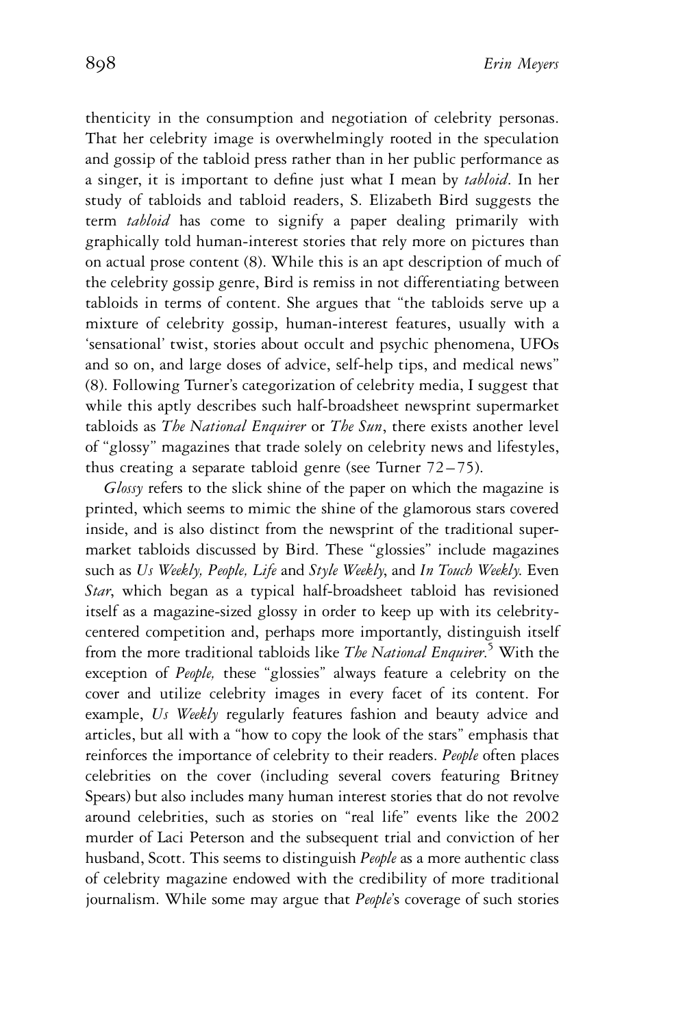thenticity in the consumption and negotiation of celebrity personas. That her celebrity image is overwhelmingly rooted in the speculation and gossip of the tabloid press rather than in her public performance as a singer, it is important to define just what I mean by *tabloid*. In her study of tabloids and tabloid readers, S. Elizabeth Bird suggests the term *tabloid* has come to signify a paper dealing primarily with graphically told human-interest stories that rely more on pictures than on actual prose content (8). While this is an apt description of much of the celebrity gossip genre, Bird is remiss in not differentiating between tabloids in terms of content. She argues that "the tabloids serve up a mixture of celebrity gossip, human-interest features, usually with a 'sensational' twist, stories about occult and psychic phenomena, UFOs and so on, and large doses of advice, self-help tips, and medical news" (8). Following Turner's categorization of celebrity media, I suggest that while this aptly describes such half-broadsheet newsprint supermarket tabloids as *The National Enquirer* or *The Sun*, there exists another level of "glossy" magazines that trade solely on celebrity news and lifestyles, thus creating a separate tabloid genre (see Turner 72–75).

*Glossy* refers to the slick shine of the paper on which the magazine is printed, which seems to mimic the shine of the glamorous stars covered inside, and is also distinct from the newsprint of the traditional supermarket tabloids discussed by Bird. These "glossies" include magazines such as *Us Weekly, People, Life* and *Style Weekly*, and *In Touch Weekly*. Even *Star*, which began as a typical half-broadsheet tabloid has revisioned itself as a magazine-sized glossy in order to keep up with its celebrity-centered competition and, perhaps more importantly, distinguish itself from the more traditional tabloids like *The National Enquirer*.[5] With the exception of *People,* these "glossies" always feature a celebrity on the cover and utilize celebrity images in every facet of its content. For example, *Us Weekly* regularly features fashion and beauty advice and articles, but all with a "how to copy the look of the stars" emphasis that reinforces the importance of celebrity to their readers. *People* often places celebrities on the cover (including several covers featuring Britney Spears) but also includes many human interest stories that do not revolve around celebrities, such as stories on "real life" events like the 2002 murder of Laci Peterson and the subsequent trial and conviction of her husband, Scott. This seems to distinguish *People* as a more authentic class of celebrity magazine endowed with the credibility of more traditional journalism. While some may argue that *People*'s coverage of such stories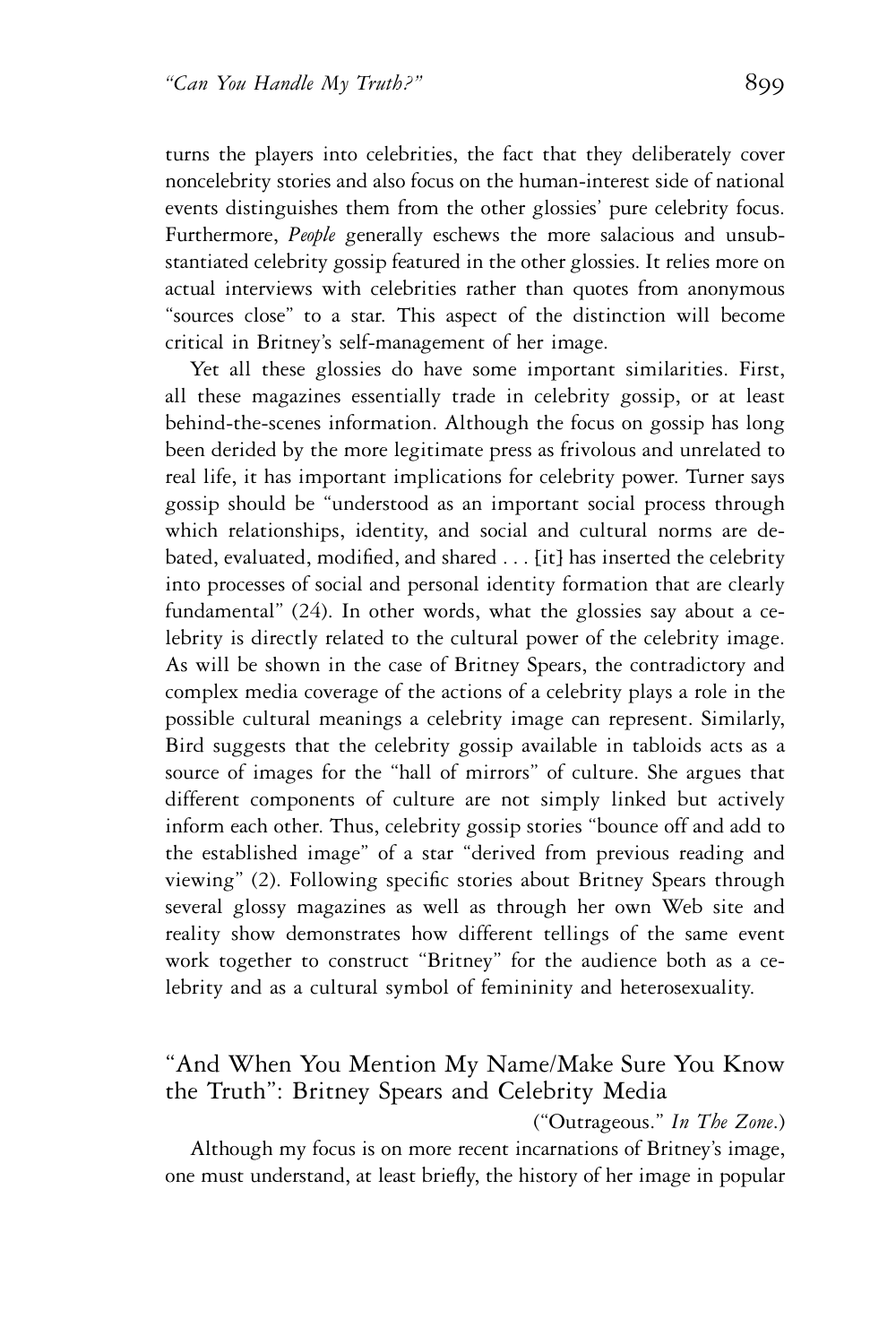turns the players into celebrities, the fact that they deliberately cover noncelebrity stories and also focus on the human-interest side of national events distinguishes them from the other glossies' pure celebrity focus. Furthermore, *People* generally eschews the more salacious and unsubstantiated celebrity gossip featured in the other glossies. It relies more on actual interviews with celebrities rather than quotes from anonymous "sources close" to a star. This aspect of the distinction will become critical in Britney's self-management of her image.

Yet all these glossies do have some important similarities. First, all these magazines essentially trade in celebrity gossip, or at least behind-the-scenes information. Although the focus on gossip has long been derided by the more legitimate press as frivolous and unrelated to real life, it has important implications for celebrity power. Turner says gossip should be "understood as an important social process through which relationships, identity, and social and cultural norms are debated, evaluated, modified, and shared . . . [it] has inserted the celebrity into processes of social and personal identity formation that are clearly fundamental" (24). In other words, what the glossies say about a celebrity is directly related to the cultural power of the celebrity image. As will be shown in the case of Britney Spears, the contradictory and complex media coverage of the actions of a celebrity plays a role in the possible cultural meanings a celebrity image can represent. Similarly, Bird suggests that the celebrity gossip available in tabloids acts as a source of images for the "hall of mirrors" of culture. She argues that different components of culture are not simply linked but actively inform each other. Thus, celebrity gossip stories "bounce off and add to the established image" of a star "derived from previous reading and viewing" (2). Following specific stories about Britney Spears through several glossy magazines as well as through her own Web site and reality show demonstrates how different tellings of the same event work together to construct "Britney" for the audience both as a celebrity and as a cultural symbol of femininity and heterosexuality.

## "And When You Mention My Name/Make Sure You Know the Truth": Britney Spears and Celebrity Media

("Outrageous." *In The Zone*.)

Although my focus is on more recent incarnations of Britney's image, one must understand, at least briefly, the history of her image in popular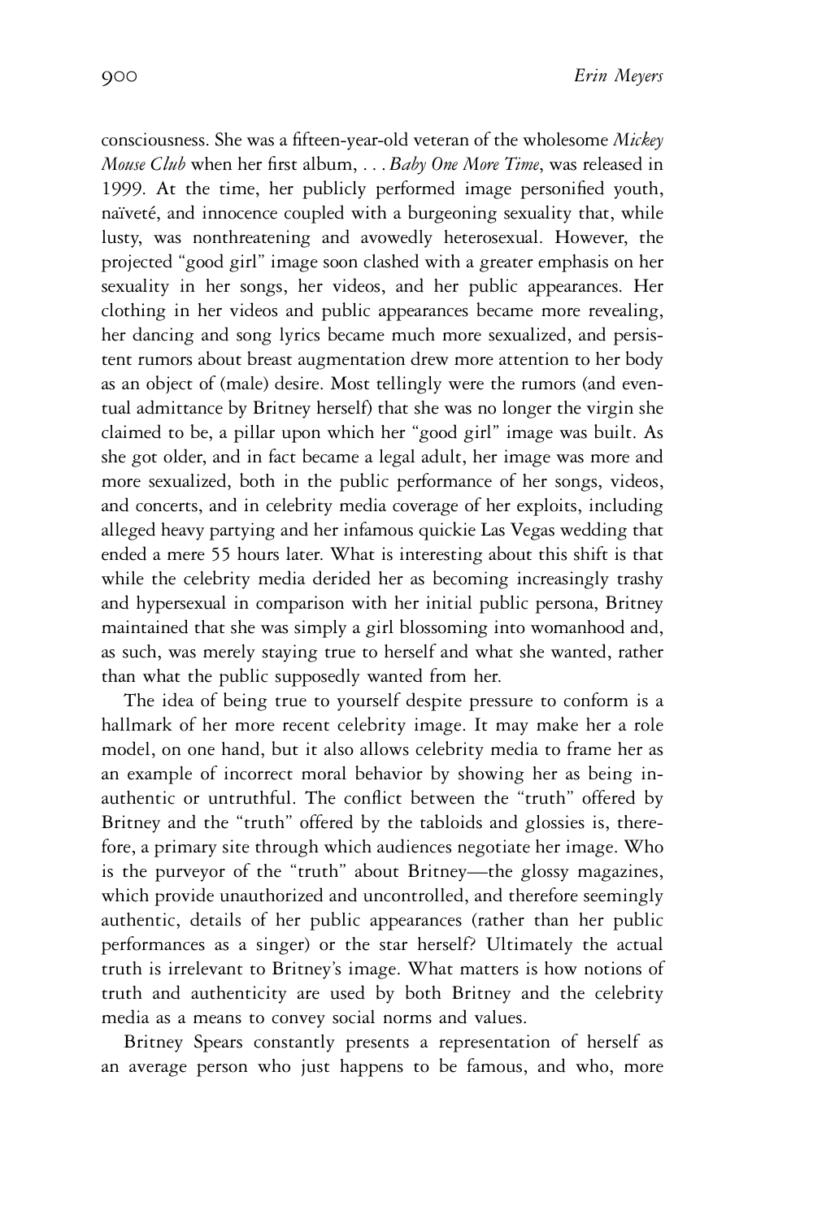consciousness. She was a fifteen-year-old veteran of the wholesome *Mickey Mouse Club* when her first album, *. . . Baby One More Time*, was released in 1999. At the time, her publicly performed image personified youth, naïveté, and innocence coupled with a burgeoning sexuality that, while lusty, was nonthreatening and avowedly heterosexual. However, the projected "good girl" image soon clashed with a greater emphasis on her sexuality in her songs, her videos, and her public appearances. Her clothing in her videos and public appearances became more revealing, her dancing and song lyrics became much more sexualized, and persistent rumors about breast augmentation drew more attention to her body as an object of (male) desire. Most tellingly were the rumors (and eventual admittance by Britney herself) that she was no longer the virgin she claimed to be, a pillar upon which her "good girl" image was built. As she got older, and in fact became a legal adult, her image was more and more sexualized, both in the public performance of her songs, videos, and concerts, and in celebrity media coverage of her exploits, including alleged heavy partying and her infamous quickie Las Vegas wedding that ended a mere 55 hours later. What is interesting about this shift is that while the celebrity media derided her as becoming increasingly trashy and hypersexual in comparison with her initial public persona, Britney maintained that she was simply a girl blossoming into womanhood and, as such, was merely staying true to herself and what she wanted, rather than what the public supposedly wanted from her.

The idea of being true to yourself despite pressure to conform is a hallmark of her more recent celebrity image. It may make her a role model, on one hand, but it also allows celebrity media to frame her as an example of incorrect moral behavior by showing her as being inauthentic or untruthful. The conflict between the "truth" offered by Britney and the "truth" offered by the tabloids and glossies is, therefore, a primary site through which audiences negotiate her image. Who is the purveyor of the "truth" about Britney—the glossy magazines, which provide unauthorized and uncontrolled, and therefore seemingly authentic, details of her public appearances (rather than her public performances as a singer) or the star herself? Ultimately the actual truth is irrelevant to Britney's image. What matters is how notions of truth and authenticity are used by both Britney and the celebrity media as a means to convey social norms and values.

Britney Spears constantly presents a representation of herself as an average person who just happens to be famous, and who, more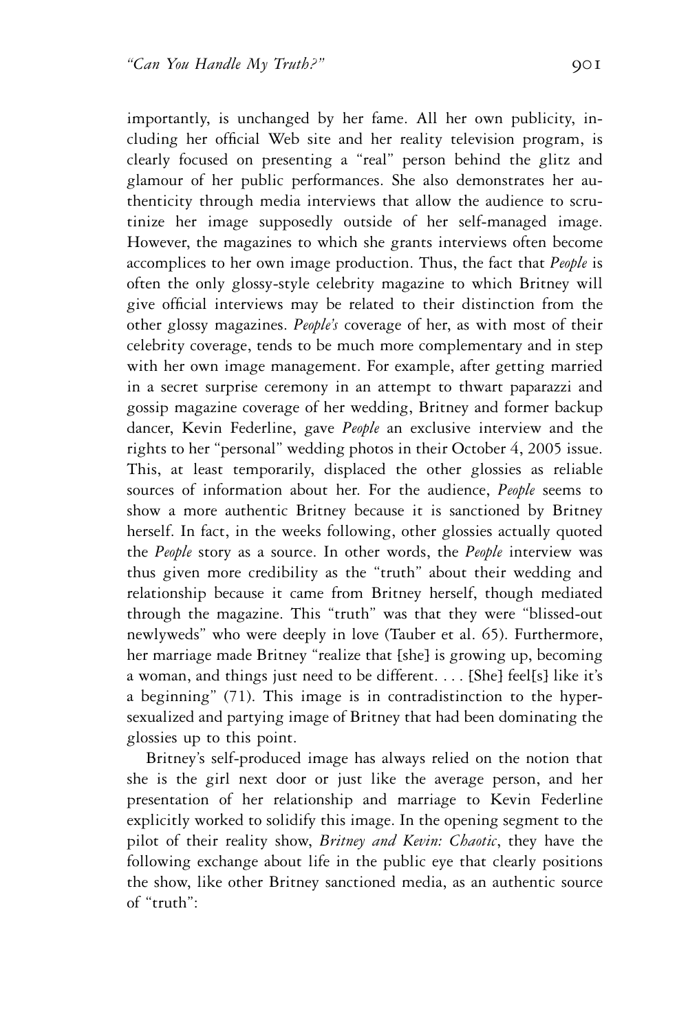importantly, is unchanged by her fame. All her own publicity, including her official Web site and her reality television program, is clearly focused on presenting a "real" person behind the glitz and glamour of her public performances. She also demonstrates her authenticity through media interviews that allow the audience to scrutinize her image supposedly outside of her self-managed image. However, the magazines to which she grants interviews often become accomplices to her own image production. Thus, the fact that *People* is often the only glossy-style celebrity magazine to which Britney will give official interviews may be related to their distinction from the other glossy magazines. *People's* coverage of her, as with most of their celebrity coverage, tends to be much more complementary and in step with her own image management. For example, after getting married in a secret surprise ceremony in an attempt to thwart paparazzi and gossip magazine coverage of her wedding, Britney and former backup dancer, Kevin Federline, gave *People* an exclusive interview and the rights to her "personal" wedding photos in their October 4, 2005 issue. This, at least temporarily, displaced the other glossies as reliable sources of information about her. For the audience, *People* seems to show a more authentic Britney because it is sanctioned by Britney herself. In fact, in the weeks following, other glossies actually quoted the *People* story as a source. In other words, the *People* interview was thus given more credibility as the "truth" about their wedding and relationship because it came from Britney herself, though mediated through the magazine. This "truth" was that they were "blissed-out newlyweds" who were deeply in love (Tauber et al. 65). Furthermore, her marriage made Britney "realize that [she] is growing up, becoming a woman, and things just need to be different. . . . [She] feel[s] like it's a beginning" (71). This image is in contradistinction to the hypersexualized and partying image of Britney that had been dominating the glossies up to this point.

Britney's self-produced image has always relied on the notion that she is the girl next door or just like the average person, and her presentation of her relationship and marriage to Kevin Federline explicitly worked to solidify this image. In the opening segment to the pilot of their reality show, *Britney and Kevin: Chaotic*, they have the following exchange about life in the public eye that clearly positions the show, like other Britney sanctioned media, as an authentic source of "truth":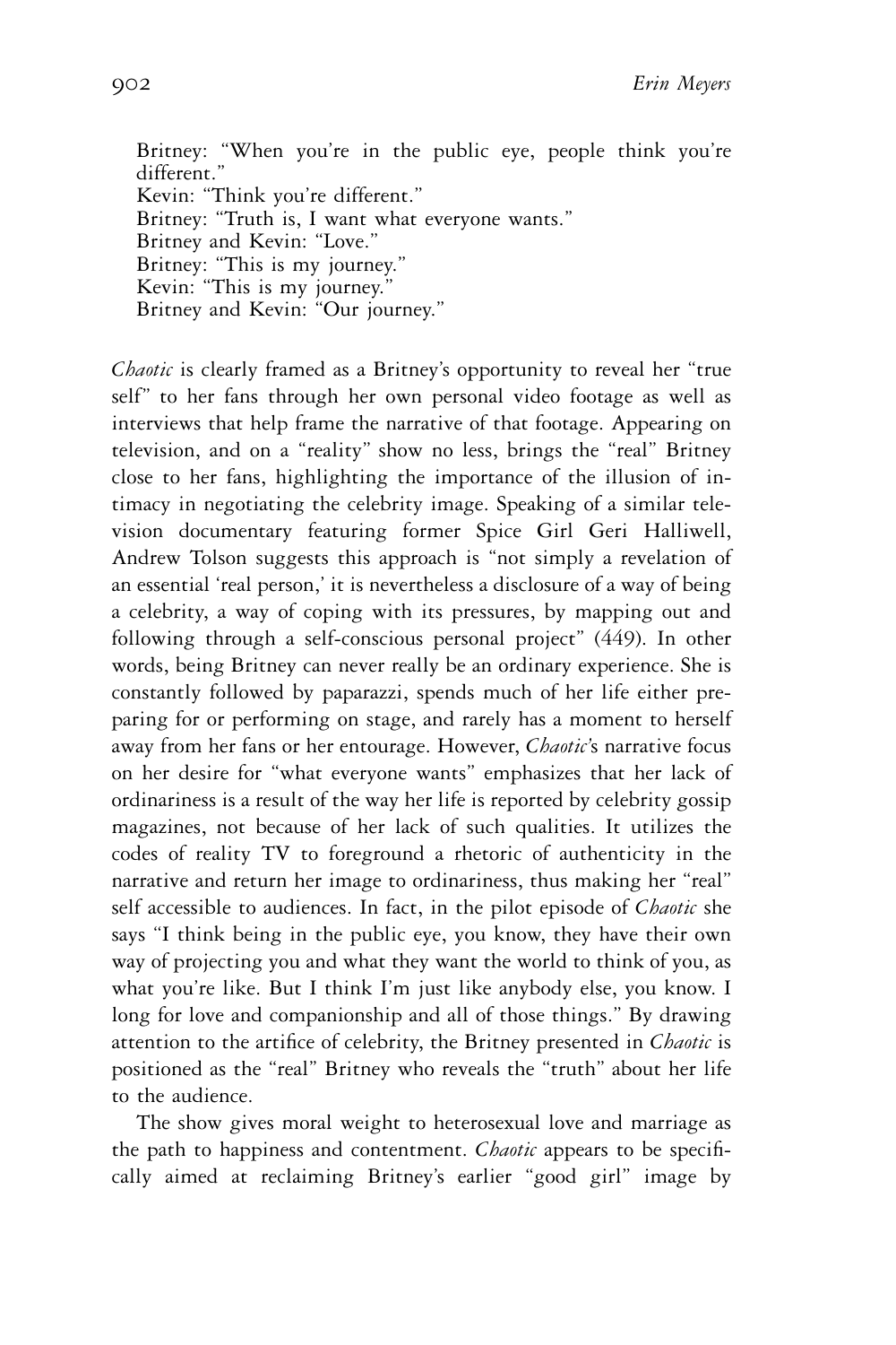Britney: "When you're in the public eye, people think you're different."
Kevin: "Think you're different."
Britney: "Truth is, I want what everyone wants."
Britney and Kevin: "Love."
Britney: "This is my journey."
Kevin: "This is my journey."
Britney and Kevin: "Our journey."

*Chaotic* is clearly framed as a Britney's opportunity to reveal her "true self" to her fans through her own personal video footage as well as interviews that help frame the narrative of that footage. Appearing on television, and on a "reality" show no less, brings the "real" Britney close to her fans, highlighting the importance of the illusion of intimacy in negotiating the celebrity image. Speaking of a similar television documentary featuring former Spice Girl Geri Halliwell, Andrew Tolson suggests this approach is "not simply a revelation of an essential 'real person,' it is nevertheless a disclosure of a way of being a celebrity, a way of coping with its pressures, by mapping out and following through a self-conscious personal project" (449). In other words, being Britney can never really be an ordinary experience. She is constantly followed by paparazzi, spends much of her life either preparing for or performing on stage, and rarely has a moment to herself away from her fans or her entourage. However, *Chaotic*'s narrative focus on her desire for "what everyone wants" emphasizes that her lack of ordinariness is a result of the way her life is reported by celebrity gossip magazines, not because of her lack of such qualities. It utilizes the codes of reality TV to foreground a rhetoric of authenticity in the narrative and return her image to ordinariness, thus making her "real" self accessible to audiences. In fact, in the pilot episode of *Chaotic* she says "I think being in the public eye, you know, they have their own way of projecting you and what they want the world to think of you, as what you're like. But I think I'm just like anybody else, you know. I long for love and companionship and all of those things." By drawing attention to the artifice of celebrity, the Britney presented in *Chaotic* is positioned as the "real" Britney who reveals the "truth" about her life to the audience.

The show gives moral weight to heterosexual love and marriage as the path to happiness and contentment. *Chaotic* appears to be specifically aimed at reclaiming Britney's earlier "good girl" image by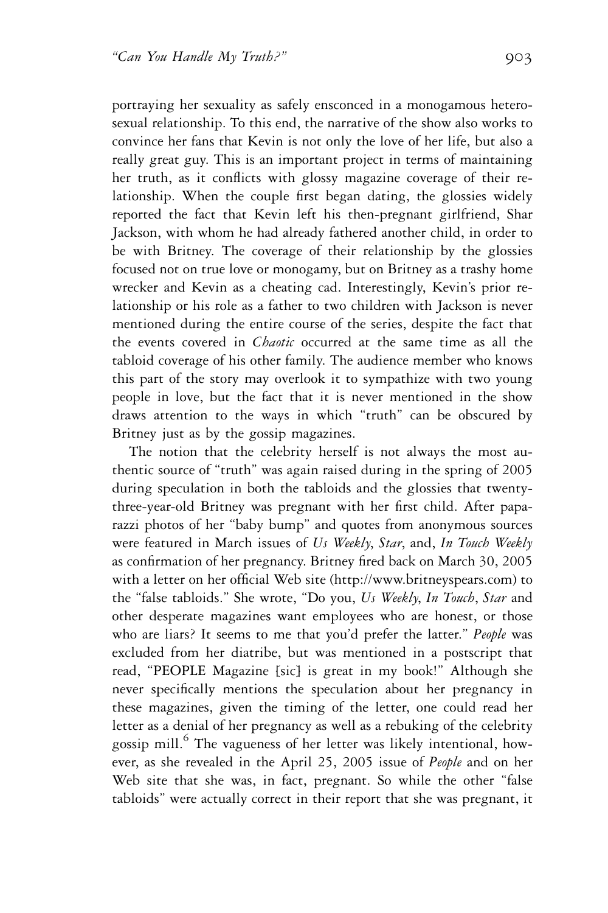portraying her sexuality as safely ensconced in a monogamous heterosexual relationship. To this end, the narrative of the show also works to convince her fans that Kevin is not only the love of her life, but also a really great guy. This is an important project in terms of maintaining her truth, as it conflicts with glossy magazine coverage of their relationship. When the couple first began dating, the glossies widely reported the fact that Kevin left his then-pregnant girlfriend, Shar Jackson, with whom he had already fathered another child, in order to be with Britney. The coverage of their relationship by the glossies focused not on true love or monogamy, but on Britney as a trashy home wrecker and Kevin as a cheating cad. Interestingly, Kevin's prior relationship or his role as a father to two children with Jackson is never mentioned during the entire course of the series, despite the fact that the events covered in *Chaotic* occurred at the same time as all the tabloid coverage of his other family. The audience member who knows this part of the story may overlook it to sympathize with two young people in love, but the fact that it is never mentioned in the show draws attention to the ways in which "truth" can be obscured by Britney just as by the gossip magazines.

The notion that the celebrity herself is not always the most authentic source of "truth" was again raised during in the spring of 2005 during speculation in both the tabloids and the glossies that twenty-three-year-old Britney was pregnant with her first child. After paparazzi photos of her "baby bump" and quotes from anonymous sources were featured in March issues of *Us Weekly*, *Star*, and, *In Touch Weekly* as confirmation of her pregnancy. Britney fired back on March 30, 2005 with a letter on her official Web site (http://www.britneyspears.com) to the "false tabloids." She wrote, "Do you, *Us Weekly*, *In Touch*, *Star* and other desperate magazines want employees who are honest, or those who are liars? It seems to me that you'd prefer the latter." *People* was excluded from her diatribe, but was mentioned in a postscript that read, "PEOPLE Magazine [sic] is great in my book!" Although she never specifically mentions the speculation about her pregnancy in these magazines, given the timing of the letter, one could read her letter as a denial of her pregnancy as well as a rebuking of the celebrity gossip mill.[6] The vagueness of her letter was likely intentional, however, as she revealed in the April 25, 2005 issue of *People* and on her Web site that she was, in fact, pregnant. So while the other "false tabloids" were actually correct in their report that she was pregnant, it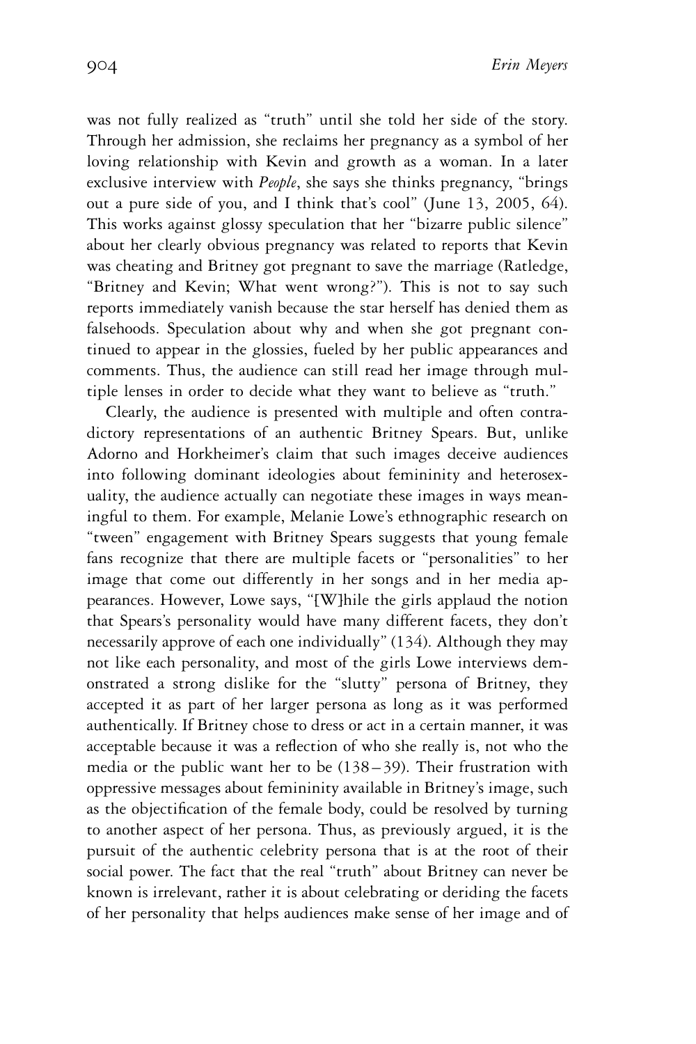was not fully realized as "truth" until she told her side of the story. Through her admission, she reclaims her pregnancy as a symbol of her loving relationship with Kevin and growth as a woman. In a later exclusive interview with *People*, she says she thinks pregnancy, "brings out a pure side of you, and I think that's cool" (June 13, 2005, 64). This works against glossy speculation that her "bizarre public silence" about her clearly obvious pregnancy was related to reports that Kevin was cheating and Britney got pregnant to save the marriage (Ratledge, "Britney and Kevin; What went wrong?"). This is not to say such reports immediately vanish because the star herself has denied them as falsehoods. Speculation about why and when she got pregnant continued to appear in the glossies, fueled by her public appearances and comments. Thus, the audience can still read her image through multiple lenses in order to decide what they want to believe as "truth."

Clearly, the audience is presented with multiple and often contradictory representations of an authentic Britney Spears. But, unlike Adorno and Horkheimer's claim that such images deceive audiences into following dominant ideologies about femininity and heterosexuality, the audience actually can negotiate these images in ways meaningful to them. For example, Melanie Lowe's ethnographic research on "tween" engagement with Britney Spears suggests that young female fans recognize that there are multiple facets or "personalities" to her image that come out differently in her songs and in her media appearances. However, Lowe says, "[W]hile the girls applaud the notion that Spears's personality would have many different facets, they don't necessarily approve of each one individually" (134). Although they may not like each personality, and most of the girls Lowe interviews demonstrated a strong dislike for the "slutty" persona of Britney, they accepted it as part of her larger persona as long as it was performed authentically. If Britney chose to dress or act in a certain manner, it was acceptable because it was a reflection of who she really is, not who the media or the public want her to be (138–39). Their frustration with oppressive messages about femininity available in Britney's image, such as the objectification of the female body, could be resolved by turning to another aspect of her persona. Thus, as previously argued, it is the pursuit of the authentic celebrity persona that is at the root of their social power. The fact that the real "truth" about Britney can never be known is irrelevant, rather it is about celebrating or deriding the facets of her personality that helps audiences make sense of her image and of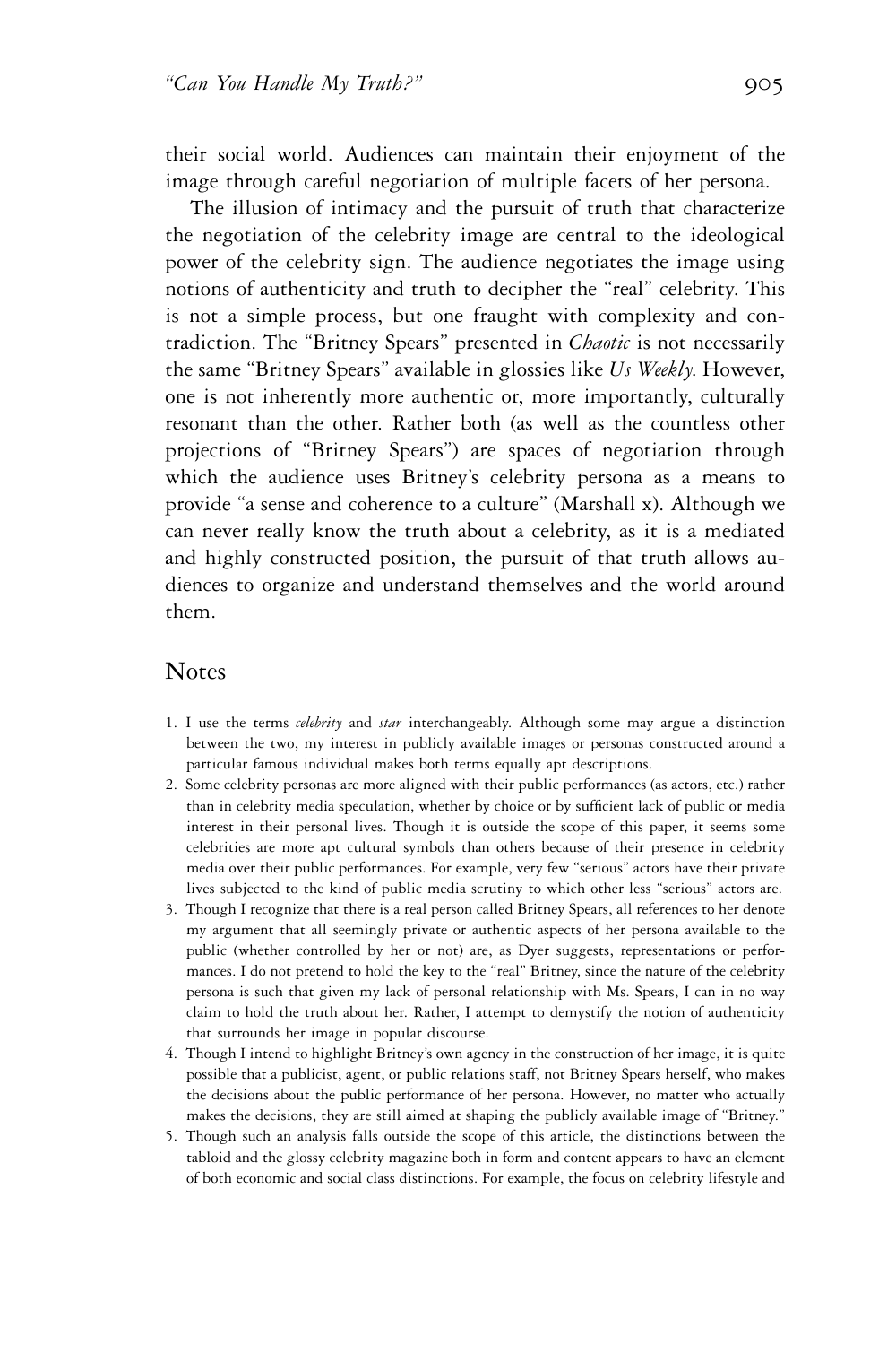their social world. Audiences can maintain their enjoyment of the image through careful negotiation of multiple facets of her persona.

The illusion of intimacy and the pursuit of truth that characterize the negotiation of the celebrity image are central to the ideological power of the celebrity sign. The audience negotiates the image using notions of authenticity and truth to decipher the "real" celebrity. This is not a simple process, but one fraught with complexity and contradiction. The "Britney Spears" presented in *Chaotic* is not necessarily the same "Britney Spears" available in glossies like *Us Weekly*. However, one is not inherently more authentic or, more importantly, culturally resonant than the other. Rather both (as well as the countless other projections of "Britney Spears") are spaces of negotiation through which the audience uses Britney's celebrity persona as a means to provide "a sense and coherence to a culture" (Marshall x). Although we can never really know the truth about a celebrity, as it is a mediated and highly constructed position, the pursuit of that truth allows audiences to organize and understand themselves and the world around them.

## Notes

1. I use the terms *celebrity* and *star* interchangeably. Although some may argue a distinction between the two, my interest in publicly available images or personas constructed around a particular famous individual makes both terms equally apt descriptions.
2. Some celebrity personas are more aligned with their public performances (as actors, etc.) rather than in celebrity media speculation, whether by choice or by sufficient lack of public or media interest in their personal lives. Though it is outside the scope of this paper, it seems some celebrities are more apt cultural symbols than others because of their presence in celebrity media over their public performances. For example, very few "serious" actors have their private lives subjected to the kind of public media scrutiny to which other less "serious" actors are.
3. Though I recognize that there is a real person called Britney Spears, all references to her denote my argument that all seemingly private or authentic aspects of her persona available to the public (whether controlled by her or not) are, as Dyer suggests, representations or performances. I do not pretend to hold the key to the "real" Britney, since the nature of the celebrity persona is such that given my lack of personal relationship with Ms. Spears, I can in no way claim to hold the truth about her. Rather, I attempt to demystify the notion of authenticity that surrounds her image in popular discourse.
4. Though I intend to highlight Britney's own agency in the construction of her image, it is quite possible that a publicist, agent, or public relations staff, not Britney Spears herself, who makes the decisions about the public performance of her persona. However, no matter who actually makes the decisions, they are still aimed at shaping the publicly available image of "Britney."
5. Though such an analysis falls outside the scope of this article, the distinctions between the tabloid and the glossy celebrity magazine both in form and content appears to have an element of both economic and social class distinctions. For example, the focus on celebrity lifestyle and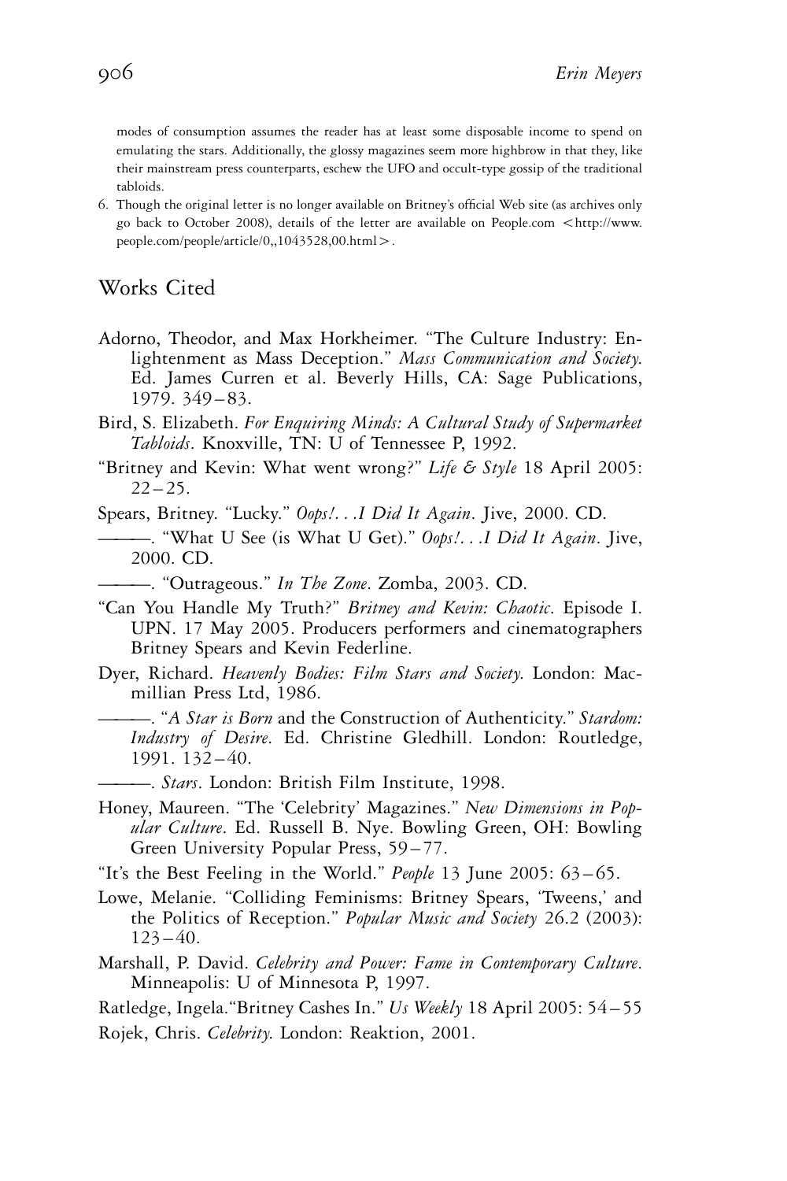modes of consumption assumes the reader has at least some disposable income to spend on emulating the stars. Additionally, the glossy magazines seem more highbrow in that they, like their mainstream press counterparts, eschew the UFO and occult-type gossip of the traditional tabloids.

6. Though the original letter is no longer available on Britney's official Web site (as archives only go back to October 2008), details of the letter are available on People.com <http://www.people.com/people/article/0,,1043528,00.html>.

## Works Cited

Adorno, Theodor, and Max Horkheimer. "The Culture Industry: Enlightenment as Mass Deception." *Mass Communication and Society*. Ed. James Curren et al. Beverly Hills, CA: Sage Publications, 1979. 349–83.

Bird, S. Elizabeth. *For Enquiring Minds: A Cultural Study of Supermarket Tabloids*. Knoxville, TN: U of Tennessee P, 1992.

"Britney and Kevin: What went wrong?" *Life & Style* 18 April 2005: 22–25.

Spears, Britney. "Lucky." *Oops!. . .I Did It Again*. Jive, 2000. CD.

———. "What U See (is What U Get)." *Oops!. . .I Did It Again*. Jive, 2000. CD.

———. "Outrageous." *In The Zone*. Zomba, 2003. CD.

"Can You Handle My Truth?" *Britney and Kevin: Chaotic*. Episode I. UPN. 17 May 2005. Producers performers and cinematographers Britney Spears and Kevin Federline.

Dyer, Richard. *Heavenly Bodies: Film Stars and Society*. London: Macmillian Press Ltd, 1986.

———. "*A Star is Born* and the Construction of Authenticity." *Stardom: Industry of Desire*. Ed. Christine Gledhill. London: Routledge, 1991. 132–40.

———. *Stars*. London: British Film Institute, 1998.

Honey, Maureen. "The 'Celebrity' Magazines." *New Dimensions in Popular Culture*. Ed. Russell B. Nye. Bowling Green, OH: Bowling Green University Popular Press, 59–77.

"It's the Best Feeling in the World." *People* 13 June 2005: 63–65.

Lowe, Melanie. "Colliding Feminisms: Britney Spears, 'Tweens,' and the Politics of Reception." *Popular Music and Society* 26.2 (2003): 123–40.

Marshall, P. David. *Celebrity and Power: Fame in Contemporary Culture*. Minneapolis: U of Minnesota P, 1997.

Ratledge, Ingela."Britney Cashes In." *Us Weekly* 18 April 2005: 54–55

Rojek, Chris. *Celebrity*. London: Reaktion, 2001.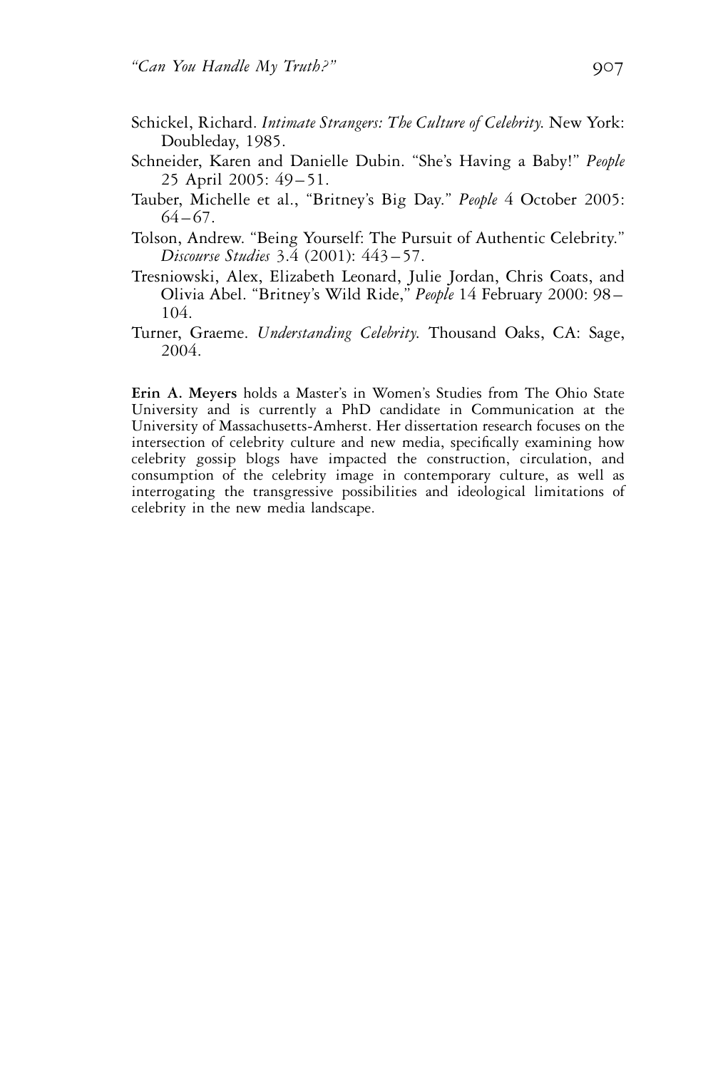Schickel, Richard. *Intimate Strangers: The Culture of Celebrity.* New York: Doubleday, 1985.

Schneider, Karen and Danielle Dubin. "She's Having a Baby!" *People* 25 April 2005: 49–51.

Tauber, Michelle et al., "Britney's Big Day." *People* 4 October 2005: 64–67.

Tolson, Andrew. "Being Yourself: The Pursuit of Authentic Celebrity." *Discourse Studies* 3.4 (2001): 443–57.

Tresniowski, Alex, Elizabeth Leonard, Julie Jordan, Chris Coats, and Olivia Abel. "Britney's Wild Ride," *People* 14 February 2000: 98–104.

Turner, Graeme. *Understanding Celebrity.* Thousand Oaks, CA: Sage, 2004.

**Erin A. Meyers** holds a Master's in Women's Studies from The Ohio State University and is currently a PhD candidate in Communication at the University of Massachusetts-Amherst. Her dissertation research focuses on the intersection of celebrity culture and new media, specifically examining how celebrity gossip blogs have impacted the construction, circulation, and consumption of the celebrity image in contemporary culture, as well as interrogating the transgressive possibilities and ideological limitations of celebrity in the new media landscape.